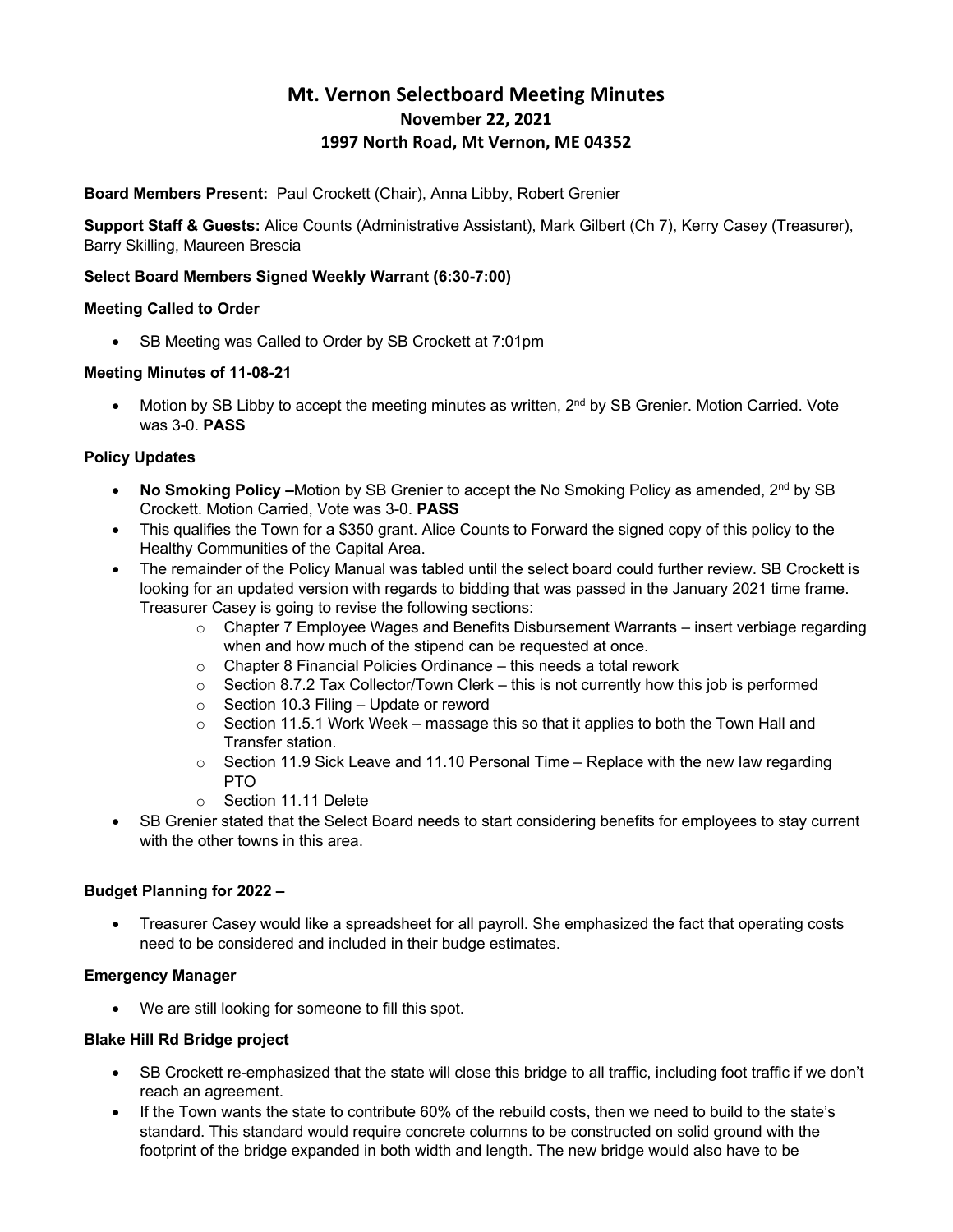# Mt. Vernon Selectboard Meeting Minutes

## November 22, 2021

## 1997 North Road, Mt Vernon, ME 04352

**Board Members Present:** Paul Crockett (Chair), Anna Libby, Robert Grenier

**Support Staff & Guests:** Alice Counts (Administrative Assistant), Mark Gilbert (Ch 7), Kerry Casey (Treasurer), Barry Skilling, Maureen Brescia

**Select Board Members Signed Weekly Warrant (6:30-7:00)**

**Meeting Called to Order**

- SB Meeting was Called to Order by SB Crockett at 7:01pm

**Meeting Minutes of 11-08-21**

- Motion by SB Libby to accept the meeting minutes as written, 2nd by SB Grenier. Motion Carried. Vote was 3-0. **PASS**

**Policy Updates**

- **No Smoking Policy –**Motion by SB Grenier to accept the No Smoking Policy as amended, 2nd by SB Crockett. Motion Carried, Vote was 3-0. **PASS**
- This qualifies the Town for a $350 grant. Alice Counts to Forward the signed copy of this policy to the Healthy Communities of the Capital Area.
- The remainder of the Policy Manual was tabled until the select board could further review. SB Crockett is looking for an updated version with regards to bidding that was passed in the January 2021 time frame. Treasurer Casey is going to revise the following sections:
  - Chapter 7 Employee Wages and Benefits Disbursement Warrants – insert verbiage regarding when and how much of the stipend can be requested at once.
  - Chapter 8 Financial Policies Ordinance – this needs a total rework
  - Section 8.7.2 Tax Collector/Town Clerk – this is not currently how this job is performed
  - Section 10.3 Filing – Update or reword
  - Section 11.5.1 Work Week – massage this so that it applies to both the Town Hall and Transfer station.
  - Section 11.9 Sick Leave and 11.10 Personal Time – Replace with the new law regarding PTO
  - Section 11.11 Delete
- SB Grenier stated that the Select Board needs to start considering benefits for employees to stay current with the other towns in this area.

**Budget Planning for 2022 –**

- Treasurer Casey would like a spreadsheet for all payroll. She emphasized the fact that operating costs need to be considered and included in their budge estimates.

**Emergency Manager**

- We are still looking for someone to fill this spot.

**Blake Hill Rd Bridge project**

- SB Crockett re-emphasized that the state will close this bridge to all traffic, including foot traffic if we don't reach an agreement.
- If the Town wants the state to contribute 60% of the rebuild costs, then we need to build to the state's standard. This standard would require concrete columns to be constructed on solid ground with the footprint of the bridge expanded in both width and length. The new bridge would also have to be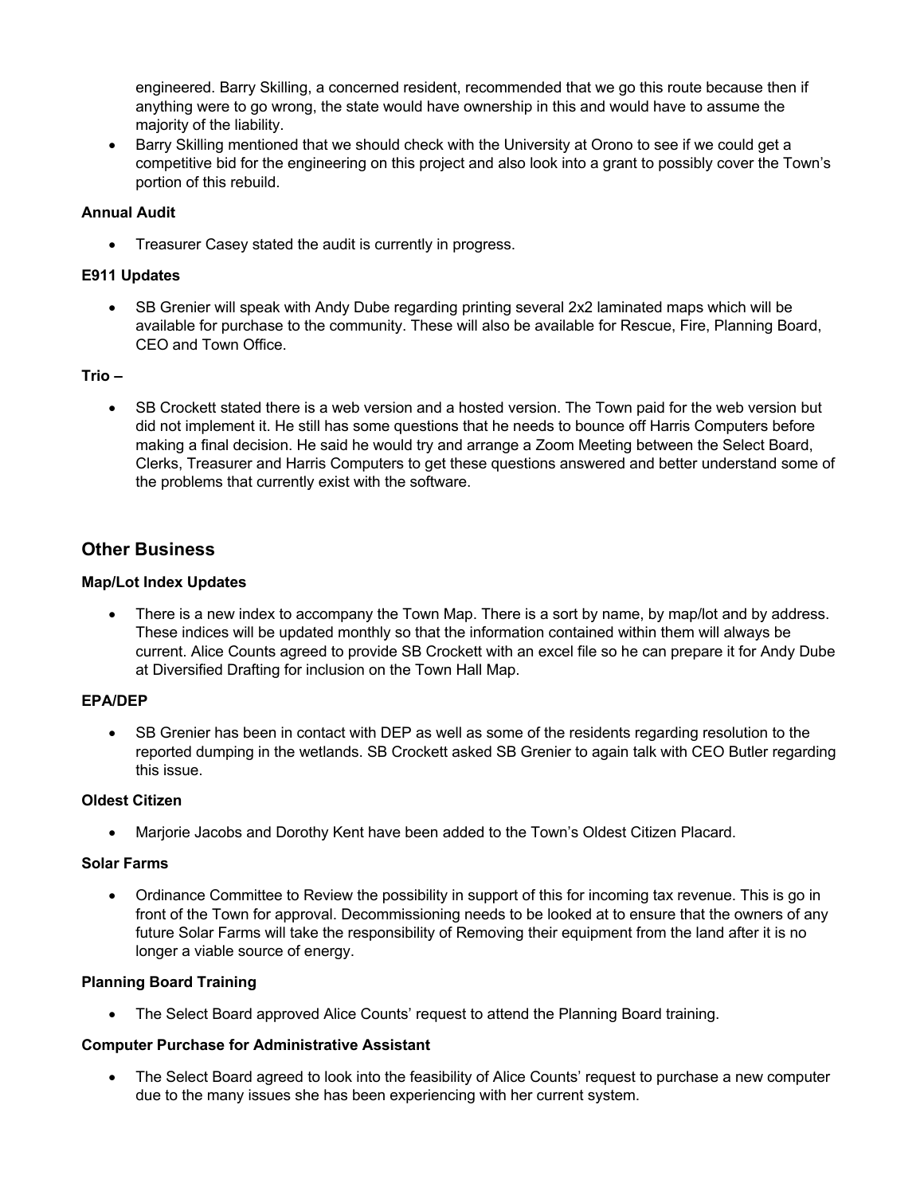engineered. Barry Skilling, a concerned resident, recommended that we go this route because then if anything were to go wrong, the state would have ownership in this and would have to assume the majority of the liability.

- Barry Skilling mentioned that we should check with the University at Orono to see if we could get a competitive bid for the engineering on this project and also look into a grant to possibly cover the Town's portion of this rebuild.

**Annual Audit**

- Treasurer Casey stated the audit is currently in progress.

**E911 Updates**

- SB Grenier will speak with Andy Dube regarding printing several 2x2 laminated maps which will be available for purchase to the community. These will also be available for Rescue, Fire, Planning Board, CEO and Town Office.

**Trio –**

- SB Crockett stated there is a web version and a hosted version. The Town paid for the web version but did not implement it. He still has some questions that he needs to bounce off Harris Computers before making a final decision. He said he would try and arrange a Zoom Meeting between the Select Board, Clerks, Treasurer and Harris Computers to get these questions answered and better understand some of the problems that currently exist with the software.

## Other Business

**Map/Lot Index Updates**

- There is a new index to accompany the Town Map. There is a sort by name, by map/lot and by address. These indices will be updated monthly so that the information contained within them will always be current. Alice Counts agreed to provide SB Crockett with an excel file so he can prepare it for Andy Dube at Diversified Drafting for inclusion on the Town Hall Map.

**EPA/DEP**

- SB Grenier has been in contact with DEP as well as some of the residents regarding resolution to the reported dumping in the wetlands. SB Crockett asked SB Grenier to again talk with CEO Butler regarding this issue.

**Oldest Citizen**

- Marjorie Jacobs and Dorothy Kent have been added to the Town's Oldest Citizen Placard.

**Solar Farms**

- Ordinance Committee to Review the possibility in support of this for incoming tax revenue. This is go in front of the Town for approval. Decommissioning needs to be looked at to ensure that the owners of any future Solar Farms will take the responsibility of Removing their equipment from the land after it is no longer a viable source of energy.

**Planning Board Training**

- The Select Board approved Alice Counts' request to attend the Planning Board training.

**Computer Purchase for Administrative Assistant**

- The Select Board agreed to look into the feasibility of Alice Counts' request to purchase a new computer due to the many issues she has been experiencing with her current system.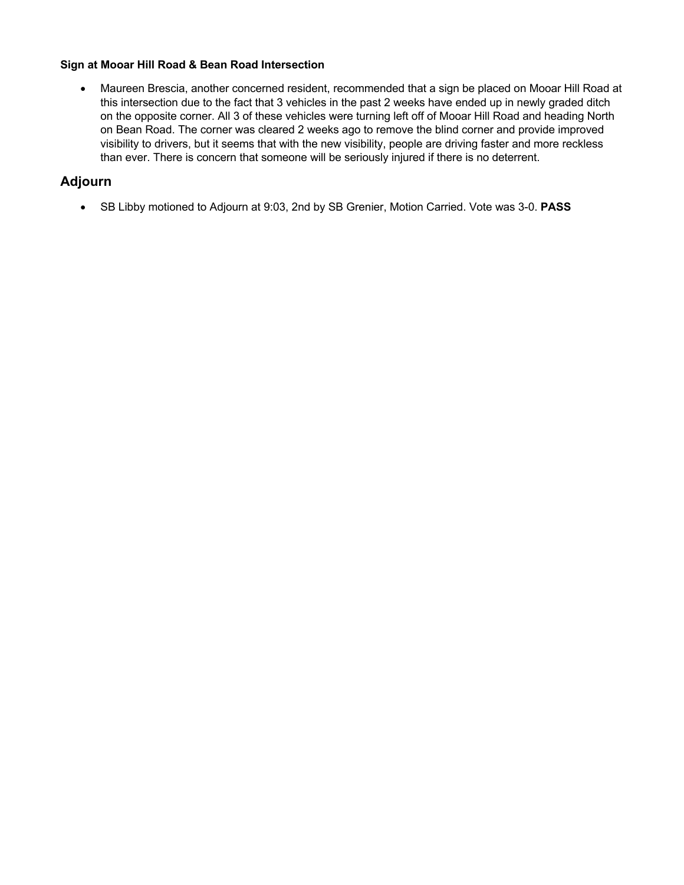**Sign at Mooar Hill Road & Bean Road Intersection**

- Maureen Brescia, another concerned resident, recommended that a sign be placed on Mooar Hill Road at this intersection due to the fact that 3 vehicles in the past 2 weeks have ended up in newly graded ditch on the opposite corner. All 3 of these vehicles were turning left off of Mooar Hill Road and heading North on Bean Road. The corner was cleared 2 weeks ago to remove the blind corner and provide improved visibility to drivers, but it seems that with the new visibility, people are driving faster and more reckless than ever. There is concern that someone will be seriously injured if there is no deterrent.

## Adjourn

- SB Libby motioned to Adjourn at 9:03, 2nd by SB Grenier, Motion Carried. Vote was 3-0. **PASS**